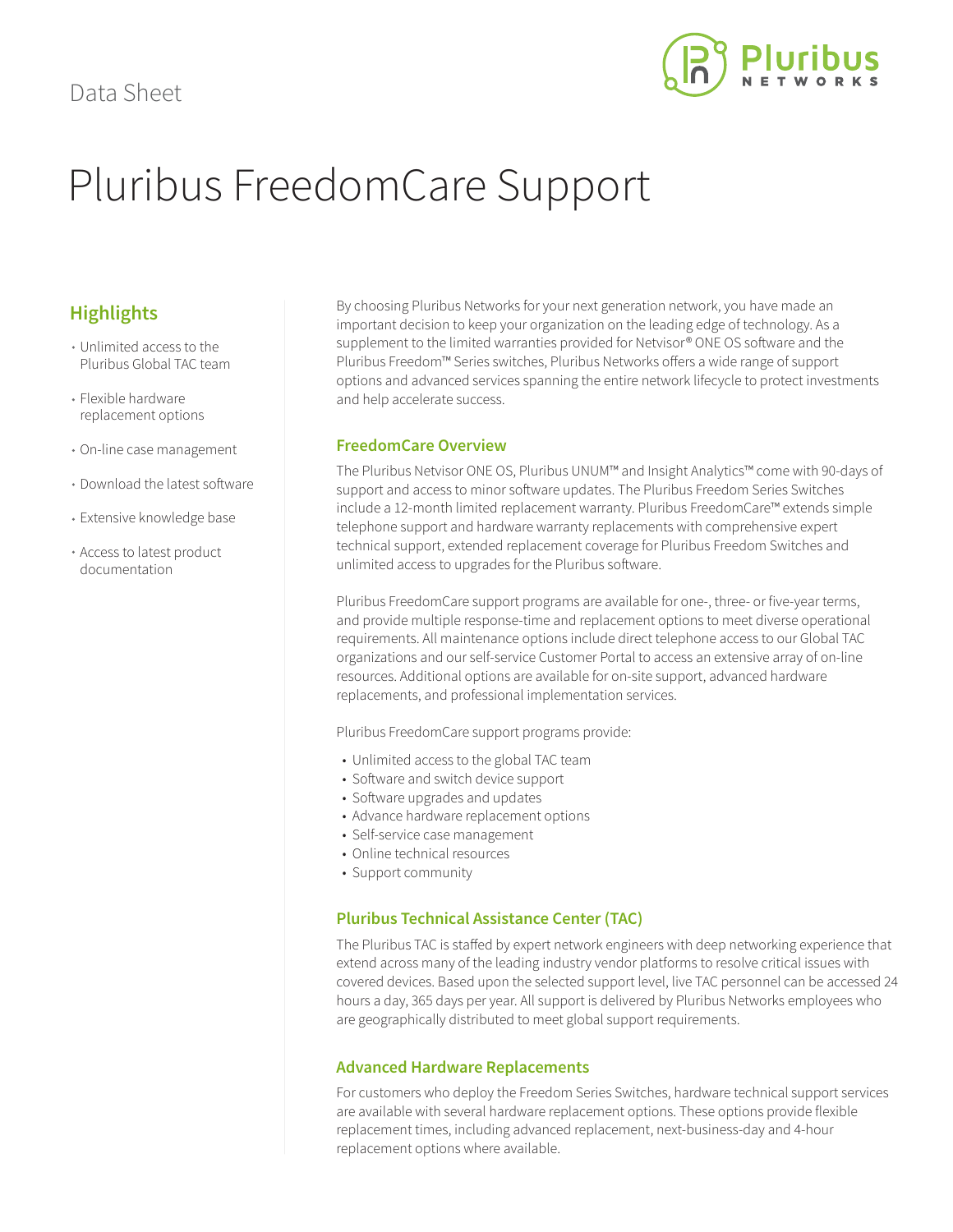Data Sheet

# Pluribus FreedomCare Support

## Highlights

- Unlimited access to the Pluribus Global TAC team
- Flexible hardware replacement options
- On-line case management
- Download the latest software
- Extensive knowledge base
- Access to latest product documentation

By choosing Pluribus Networks for your next generation network, you have made an important decision to keep your organization on the leading edge of technology. As a supplement to the limited warranties provided for Netvisor® ONE OS software and the Pluribus Freedom™ Series switches, Pluribus Networks offers a wide range of support options and advanced services spanning the entire network lifecycle to protect investments and help accelerate success.

### FreedomCare Overview

The Pluribus Netvisor ONE OS, Pluribus UNUM™ and Insight Analytics™ come with 90-days of support and access to minor software updates. The Pluribus Freedom Series Switches include a 12-month limited replacement warranty. Pluribus FreedomCare™ extends simple telephone support and hardware warranty replacements with comprehensive expert technical support, extended replacement coverage for Pluribus Freedom Switches and unlimited access to upgrades for the Pluribus software.

Pluribus FreedomCare support programs are available for one-, three- or five-year terms, and provide multiple response-time and replacement options to meet diverse operational requirements. All maintenance options include direct telephone access to our Global TAC organizations and our self-service Customer Portal to access an extensive array of on-line resources. Additional options are available for on-site support, advanced hardware replacements, and professional implementation services.

Pluribus FreedomCare support programs provide:

- Unlimited access to the global TAC team
- Software and switch device support
- Software upgrades and updates
- Advance hardware replacement options
- Self-service case management
- Online technical resources
- Support community

### Pluribus Technical Assistance Center (TAC)

The Pluribus TAC is staffed by expert network engineers with deep networking experience that extend across many of the leading industry vendor platforms to resolve critical issues with covered devices. Based upon the selected support level, live TAC personnel can be accessed 24 hours a day, 365 days per year. All support is delivered by Pluribus Networks employees who are geographically distributed to meet global support requirements.

### Advanced Hardware Replacements

For customers who deploy the Freedom Series Switches, hardware technical support services are available with several hardware replacement options. These options provide flexible replacement times, including advanced replacement, next-business-day and 4-hour replacement options where available.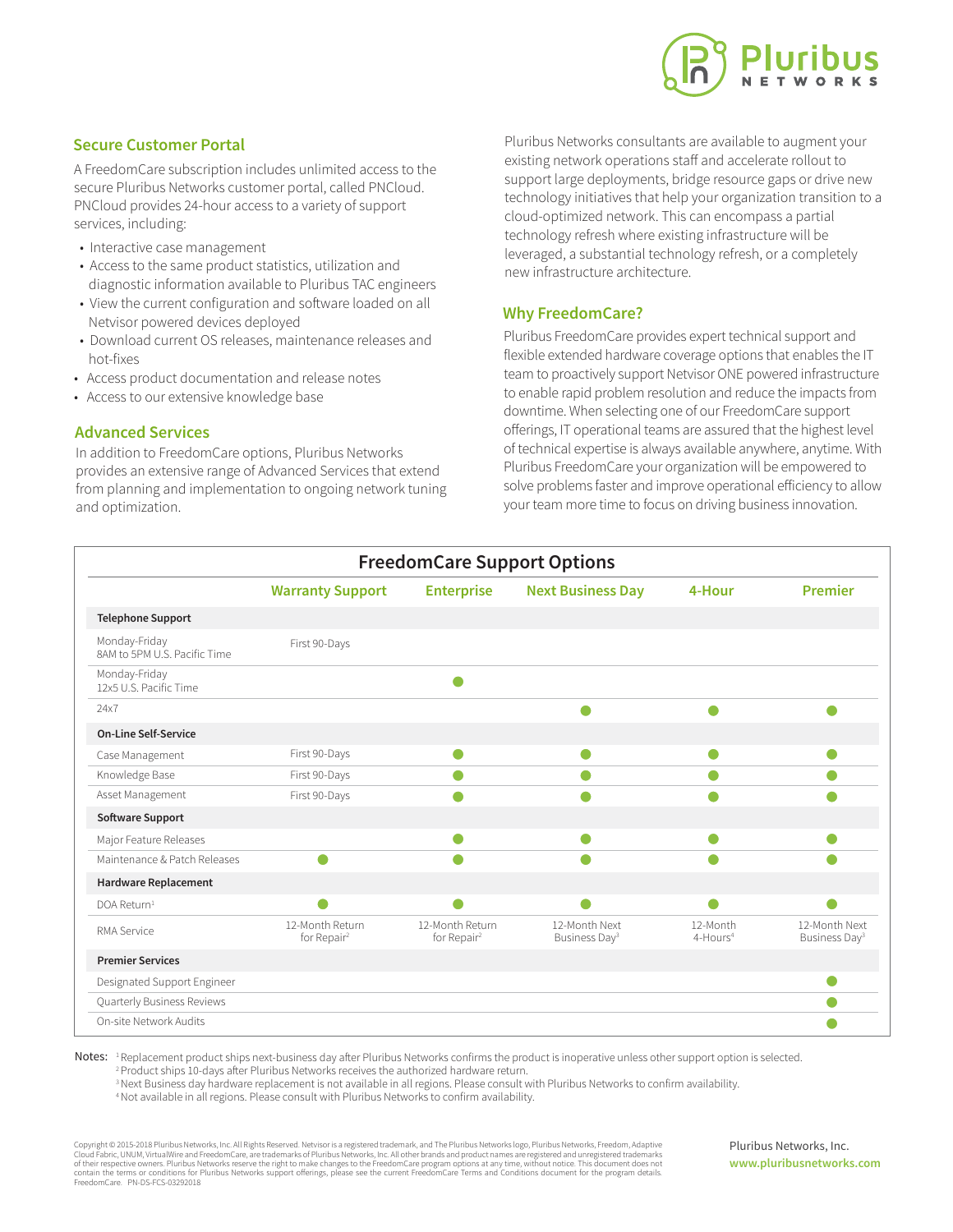## Secure Customer Portal

A FreedomCare subscription includes unlimited access to the secure Pluribus Networks customer portal, called PNCloud. PNCloud provides 24-hour access to a variety of support services, including:

- Interactive case management
- Access to the same product statistics, utilization and diagnostic information available to Pluribus TAC engineers
- View the current configuration and software loaded on all Netvisor powered devices deployed
- Download current OS releases, maintenance releases and hot-fixes
- Access product documentation and release notes
- Access to our extensive knowledge base

## Advanced Services

In addition to FreedomCare options, Pluribus Networks provides an extensive range of Advanced Services that extend from planning and implementation to ongoing network tuning and optimization.

Pluribus Networks consultants are available to augment your existing network operations staff and accelerate rollout to support large deployments, bridge resource gaps or drive new technology initiatives that help your organization transition to a cloud-optimized network. This can encompass a partial technology refresh where existing infrastructure will be leveraged, a substantial technology refresh, or a completely new infrastructure architecture.

## Why FreedomCare?

Pluribus FreedomCare provides expert technical support and flexible extended hardware coverage options that enables the IT team to proactively support Netvisor ONE powered infrastructure to enable rapid problem resolution and reduce the impacts from downtime. When selecting one of our FreedomCare support offerings, IT operational teams are assured that the highest level of technical expertise is always available anywhere, anytime. With Pluribus FreedomCare your organization will be empowered to solve problems faster and improve operational efficiency to allow your team more time to focus on driving business innovation.

### FreedomCare Support Options

| | Warranty Support | Enterprise | Next Business Day | 4-Hour | Premier |
|---|---|---|---|---|---|
| **Telephone Support** | | | | | |
| Monday-Friday 8AM to 5PM U.S. Pacific Time | First 90-Days | | | | |
| Monday-Friday 12x5 U.S. Pacific Time | | ● | | | |
| 24x7 | | | ● | ● | ● |
| **On-Line Self-Service** | | | | | |
| Case Management | First 90-Days | ● | ● | ● | ● |
| Knowledge Base | First 90-Days | ● | ● | ● | ● |
| Asset Management | First 90-Days | ● | ● | ● | ● |
| **Software Support** | | | | | |
| Major Feature Releases | | ● | ● | ● | ● |
| Maintenance & Patch Releases | ● | ● | ● | ● | ● |
| **Hardware Replacement** | | | | | |
| DOA Return[1] | ● | ● | ● | ● | ● |
| RMA Service | 12-Month Return for Repair[2] | 12-Month Return for Repair[2] | 12-Month Next Business Day[3] | 12-Month 4-Hours[4] | 12-Month Next Business Day[3] |
| **Premier Services** | | | | | |
| Designated Support Engineer | | | | | ● |
| Quarterly Business Reviews | | | | | ● |
| On-site Network Audits | | | | | ● |

Notes:
[1] Replacement product ships next-business day after Pluribus Networks confirms the product is inoperative unless other support option is selected.
[2] Product ships 10-days after Pluribus Networks receives the authorized hardware return.
[3] Next Business day hardware replacement is not available in all regions. Please consult with Pluribus Networks to confirm availability.
[4] Not available in all regions. Please consult with Pluribus Networks to confirm availability.

Copyright © 2015-2018 Pluribus Networks, Inc. All Rights Reserved. Netvisor is a registered trademark, and The Pluribus Networks logo, Pluribus Networks, Freedom, Adaptive Cloud Fabric, UNUM, VirtualWire and FreedomCare, are trademarks of Pluribus Networks, Inc. All other brands and product names are registered and unregistered trademarks of their respective owners. Pluribus Networks reserve the right to make changes to the FreedomCare program options at any time, without notice. This document does not contain the terms or conditions for Pluribus Networks support offerings, please see the current FreedomCare Terms and Conditions document for the program details. FreedomCare. PN-DS-FCS-03292018

Pluribus Networks, Inc.
www.pluribusnetworks.com